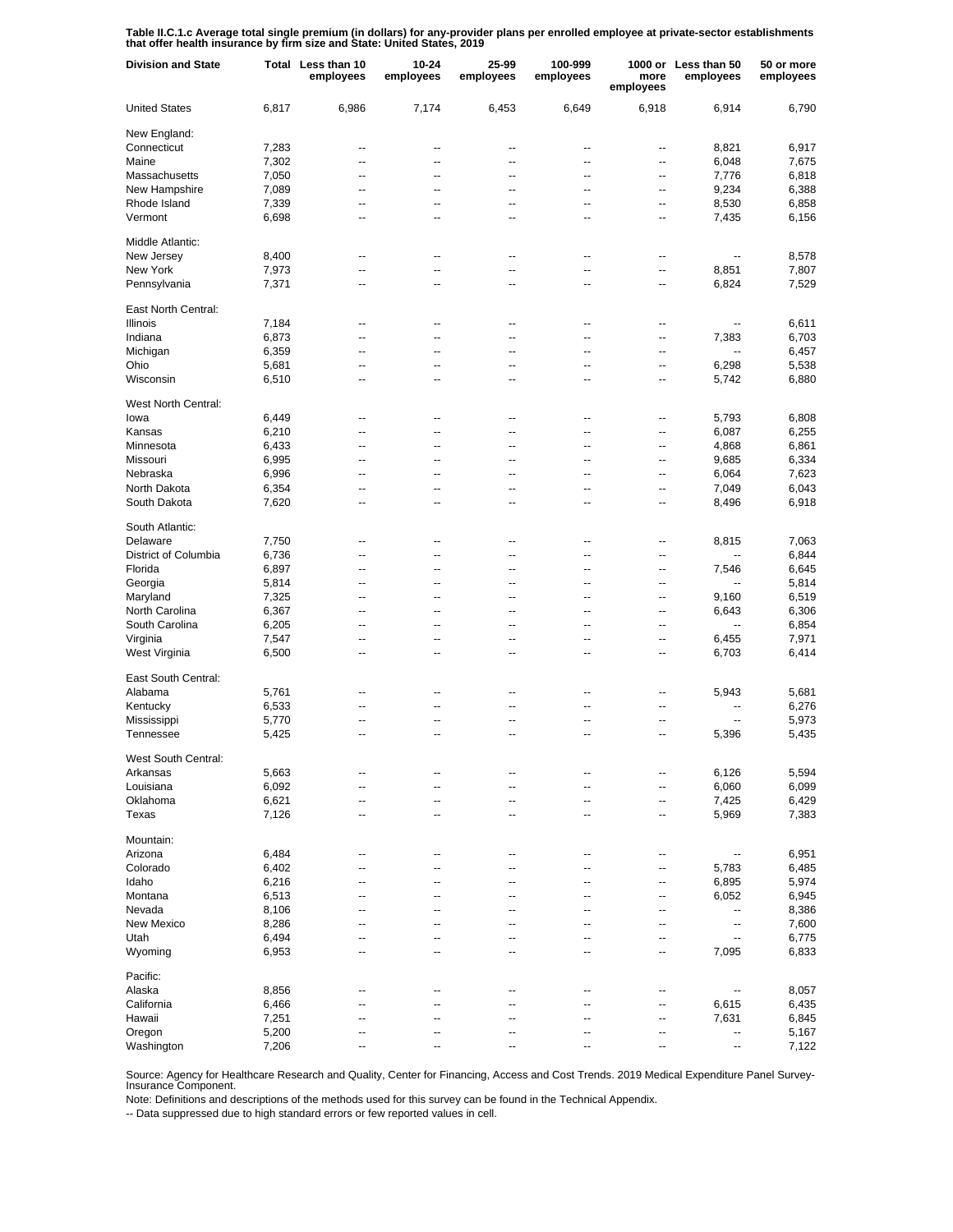**Table II.C.1.c Average total single premium (in dollars) for any-provider plans per enrolled employee at private-sector establishments that offer health insurance by firm size and State: United States, 2019**

| Division and State | Total | Less than 10 employees | 10-24 employees | 25-99 employees | 100-999 employees | 1000 or more employees | Less than 50 employees | 50 or more employees |
|---|---|---|---|---|---|---|---|---|
| United States | 6,817 | 6,986 | 7,174 | 6,453 | 6,649 | 6,918 | 6,914 | 6,790 |
| New England: | | | | | | | | |
| Connecticut | 7,283 | -- | -- | -- | -- | -- | 8,821 | 6,917 |
| Maine | 7,302 | -- | -- | -- | -- | -- | 6,048 | 7,675 |
| Massachusetts | 7,050 | -- | -- | -- | -- | -- | 7,776 | 6,818 |
| New Hampshire | 7,089 | -- | -- | -- | -- | -- | 9,234 | 6,388 |
| Rhode Island | 7,339 | -- | -- | -- | -- | -- | 8,530 | 6,858 |
| Vermont | 6,698 | -- | -- | -- | -- | -- | 7,435 | 6,156 |
| Middle Atlantic: | | | | | | | | |
| New Jersey | 8,400 | -- | -- | -- | -- | -- | -- | 8,578 |
| New York | 7,973 | -- | -- | -- | -- | -- | 8,851 | 7,807 |
| Pennsylvania | 7,371 | -- | -- | -- | -- | -- | 6,824 | 7,529 |
| East North Central: | | | | | | | | |
| Illinois | 7,184 | -- | -- | -- | -- | -- | -- | 6,611 |
| Indiana | 6,873 | -- | -- | -- | -- | -- | 7,383 | 6,703 |
| Michigan | 6,359 | -- | -- | -- | -- | -- | -- | 6,457 |
| Ohio | 5,681 | -- | -- | -- | -- | -- | 6,298 | 5,538 |
| Wisconsin | 6,510 | -- | -- | -- | -- | -- | 5,742 | 6,880 |
| West North Central: | | | | | | | | |
| Iowa | 6,449 | -- | -- | -- | -- | -- | 5,793 | 6,808 |
| Kansas | 6,210 | -- | -- | -- | -- | -- | 6,087 | 6,255 |
| Minnesota | 6,433 | -- | -- | -- | -- | -- | 4,868 | 6,861 |
| Missouri | 6,995 | -- | -- | -- | -- | -- | 9,685 | 6,334 |
| Nebraska | 6,996 | -- | -- | -- | -- | -- | 6,064 | 7,623 |
| North Dakota | 6,354 | -- | -- | -- | -- | -- | 7,049 | 6,043 |
| South Dakota | 7,620 | -- | -- | -- | -- | -- | 8,496 | 6,918 |
| South Atlantic: | | | | | | | | |
| Delaware | 7,750 | -- | -- | -- | -- | -- | 8,815 | 7,063 |
| District of Columbia | 6,736 | -- | -- | -- | -- | -- | -- | 6,844 |
| Florida | 6,897 | -- | -- | -- | -- | -- | 7,546 | 6,645 |
| Georgia | 5,814 | -- | -- | -- | -- | -- | -- | 5,814 |
| Maryland | 7,325 | -- | -- | -- | -- | -- | 9,160 | 6,519 |
| North Carolina | 6,367 | -- | -- | -- | -- | -- | 6,643 | 6,306 |
| South Carolina | 6,205 | -- | -- | -- | -- | -- | -- | 6,854 |
| Virginia | 7,547 | -- | -- | -- | -- | -- | 6,455 | 7,971 |
| West Virginia | 6,500 | -- | -- | -- | -- | -- | 6,703 | 6,414 |
| East South Central: | | | | | | | | |
| Alabama | 5,761 | -- | -- | -- | -- | -- | 5,943 | 5,681 |
| Kentucky | 6,533 | -- | -- | -- | -- | -- | -- | 6,276 |
| Mississippi | 5,770 | -- | -- | -- | -- | -- | -- | 5,973 |
| Tennessee | 5,425 | -- | -- | -- | -- | -- | 5,396 | 5,435 |
| West South Central: | | | | | | | | |
| Arkansas | 5,663 | -- | -- | -- | -- | -- | 6,126 | 5,594 |
| Louisiana | 6,092 | -- | -- | -- | -- | -- | 6,060 | 6,099 |
| Oklahoma | 6,621 | -- | -- | -- | -- | -- | 7,425 | 6,429 |
| Texas | 7,126 | -- | -- | -- | -- | -- | 5,969 | 7,383 |
| Mountain: | | | | | | | | |
| Arizona | 6,484 | -- | -- | -- | -- | -- | -- | 6,951 |
| Colorado | 6,402 | -- | -- | -- | -- | -- | 5,783 | 6,485 |
| Idaho | 6,216 | -- | -- | -- | -- | -- | 6,895 | 5,974 |
| Montana | 6,513 | -- | -- | -- | -- | -- | 6,052 | 6,945 |
| Nevada | 8,106 | -- | -- | -- | -- | -- | -- | 8,386 |
| New Mexico | 8,286 | -- | -- | -- | -- | -- | -- | 7,600 |
| Utah | 6,494 | -- | -- | -- | -- | -- | -- | 6,775 |
| Wyoming | 6,953 | -- | -- | -- | -- | -- | 7,095 | 6,833 |
| Pacific: | | | | | | | | |
| Alaska | 8,856 | -- | -- | -- | -- | -- | -- | 8,057 |
| California | 6,466 | -- | -- | -- | -- | -- | 6,615 | 6,435 |
| Hawaii | 7,251 | -- | -- | -- | -- | -- | 7,631 | 6,845 |
| Oregon | 5,200 | -- | -- | -- | -- | -- | -- | 5,167 |
| Washington | 7,206 | -- | -- | -- | -- | -- | -- | 7,122 |

Source: Agency for Healthcare Research and Quality, Center for Financing, Access and Cost Trends. 2019 Medical Expenditure Panel Survey-Insurance Component.

Note: Definitions and descriptions of the methods used for this survey can be found in the Technical Appendix.

-- Data suppressed due to high standard errors or few reported values in cell.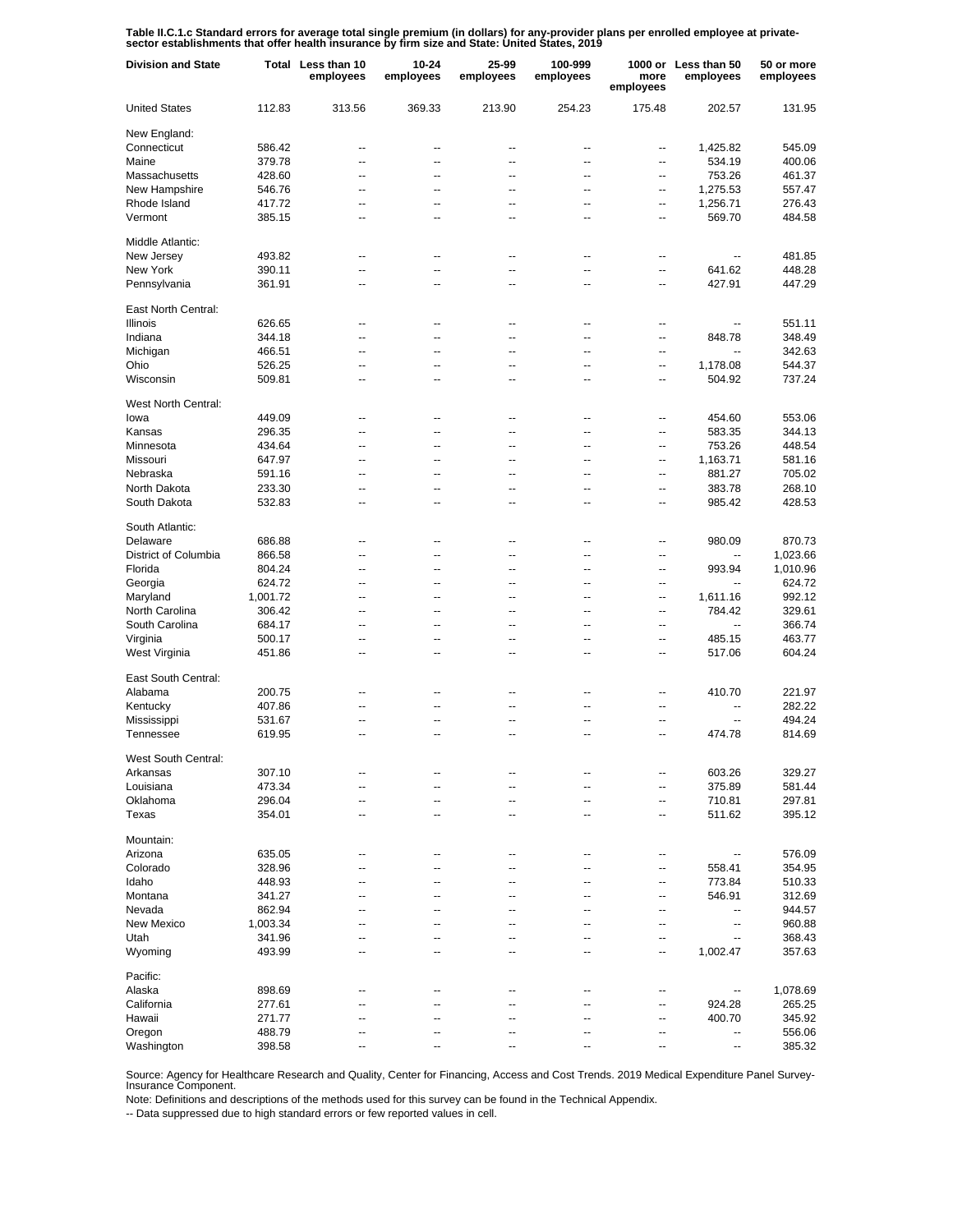**Table II.C.1.c Standard errors for average total single premium (in dollars) for any-provider plans per enrolled employee at private-sector establishments that offer health insurance by firm size and State: United States, 2019**

| Division and State | Total | Less than 10 employees | 10-24 employees | 25-99 employees | 100-999 employees | 1000 or more employees | Less than 50 employees | 50 or more employees |
|---|---|---|---|---|---|---|---|---|
| United States | 112.83 | 313.56 | 369.33 | 213.90 | 254.23 | 175.48 | 202.57 | 131.95 |
| New England: | | | | | | | | |
| Connecticut | 586.42 | -- | -- | -- | -- | -- | 1,425.82 | 545.09 |
| Maine | 379.78 | -- | -- | -- | -- | -- | 534.19 | 400.06 |
| Massachusetts | 428.60 | -- | -- | -- | -- | -- | 753.26 | 461.37 |
| New Hampshire | 546.76 | -- | -- | -- | -- | -- | 1,275.53 | 557.47 |
| Rhode Island | 417.72 | -- | -- | -- | -- | -- | 1,256.71 | 276.43 |
| Vermont | 385.15 | -- | -- | -- | -- | -- | 569.70 | 484.58 |
| Middle Atlantic: | | | | | | | | |
| New Jersey | 493.82 | -- | -- | -- | -- | -- | -- | 481.85 |
| New York | 390.11 | -- | -- | -- | -- | -- | 641.62 | 448.28 |
| Pennsylvania | 361.91 | -- | -- | -- | -- | -- | 427.91 | 447.29 |
| East North Central: | | | | | | | | |
| Illinois | 626.65 | -- | -- | -- | -- | -- | -- | 551.11 |
| Indiana | 344.18 | -- | -- | -- | -- | -- | 848.78 | 348.49 |
| Michigan | 466.51 | -- | -- | -- | -- | -- | -- | 342.63 |
| Ohio | 526.25 | -- | -- | -- | -- | -- | 1,178.08 | 544.37 |
| Wisconsin | 509.81 | -- | -- | -- | -- | -- | 504.92 | 737.24 |
| West North Central: | | | | | | | | |
| Iowa | 449.09 | -- | -- | -- | -- | -- | 454.60 | 553.06 |
| Kansas | 296.35 | -- | -- | -- | -- | -- | 583.35 | 344.13 |
| Minnesota | 434.64 | -- | -- | -- | -- | -- | 753.26 | 448.54 |
| Missouri | 647.97 | -- | -- | -- | -- | -- | 1,163.71 | 581.16 |
| Nebraska | 591.16 | -- | -- | -- | -- | -- | 881.27 | 705.02 |
| North Dakota | 233.30 | -- | -- | -- | -- | -- | 383.78 | 268.10 |
| South Dakota | 532.83 | -- | -- | -- | -- | -- | 985.42 | 428.53 |
| South Atlantic: | | | | | | | | |
| Delaware | 686.88 | -- | -- | -- | -- | -- | 980.09 | 870.73 |
| District of Columbia | 866.58 | -- | -- | -- | -- | -- | -- | 1,023.66 |
| Florida | 804.24 | -- | -- | -- | -- | -- | 993.94 | 1,010.96 |
| Georgia | 624.72 | -- | -- | -- | -- | -- | -- | 624.72 |
| Maryland | 1,001.72 | -- | -- | -- | -- | -- | 1,611.16 | 992.12 |
| North Carolina | 306.42 | -- | -- | -- | -- | -- | 784.42 | 329.61 |
| South Carolina | 684.17 | -- | -- | -- | -- | -- | -- | 366.74 |
| Virginia | 500.17 | -- | -- | -- | -- | -- | 485.15 | 463.77 |
| West Virginia | 451.86 | -- | -- | -- | -- | -- | 517.06 | 604.24 |
| East South Central: | | | | | | | | |
| Alabama | 200.75 | -- | -- | -- | -- | -- | 410.70 | 221.97 |
| Kentucky | 407.86 | -- | -- | -- | -- | -- | -- | 282.22 |
| Mississippi | 531.67 | -- | -- | -- | -- | -- | -- | 494.24 |
| Tennessee | 619.95 | -- | -- | -- | -- | -- | 474.78 | 814.69 |
| West South Central: | | | | | | | | |
| Arkansas | 307.10 | -- | -- | -- | -- | -- | 603.26 | 329.27 |
| Louisiana | 473.34 | -- | -- | -- | -- | -- | 375.89 | 581.44 |
| Oklahoma | 296.04 | -- | -- | -- | -- | -- | 710.81 | 297.81 |
| Texas | 354.01 | -- | -- | -- | -- | -- | 511.62 | 395.12 |
| Mountain: | | | | | | | | |
| Arizona | 635.05 | -- | -- | -- | -- | -- | -- | 576.09 |
| Colorado | 328.96 | -- | -- | -- | -- | -- | 558.41 | 354.95 |
| Idaho | 448.93 | -- | -- | -- | -- | -- | 773.84 | 510.33 |
| Montana | 341.27 | -- | -- | -- | -- | -- | 546.91 | 312.69 |
| Nevada | 862.94 | -- | -- | -- | -- | -- | -- | 944.57 |
| New Mexico | 1,003.34 | -- | -- | -- | -- | -- | -- | 960.88 |
| Utah | 341.96 | -- | -- | -- | -- | -- | -- | 368.43 |
| Wyoming | 493.99 | -- | -- | -- | -- | -- | 1,002.47 | 357.63 |
| Pacific: | | | | | | | | |
| Alaska | 898.69 | -- | -- | -- | -- | -- | -- | 1,078.69 |
| California | 277.61 | -- | -- | -- | -- | -- | 924.28 | 265.25 |
| Hawaii | 271.77 | -- | -- | -- | -- | -- | 400.70 | 345.92 |
| Oregon | 488.79 | -- | -- | -- | -- | -- | -- | 556.06 |
| Washington | 398.58 | -- | -- | -- | -- | -- | -- | 385.32 |

Source: Agency for Healthcare Research and Quality, Center for Financing, Access and Cost Trends. 2019 Medical Expenditure Panel Survey-Insurance Component.

Note: Definitions and descriptions of the methods used for this survey can be found in the Technical Appendix.

-- Data suppressed due to high standard errors or few reported values in cell.